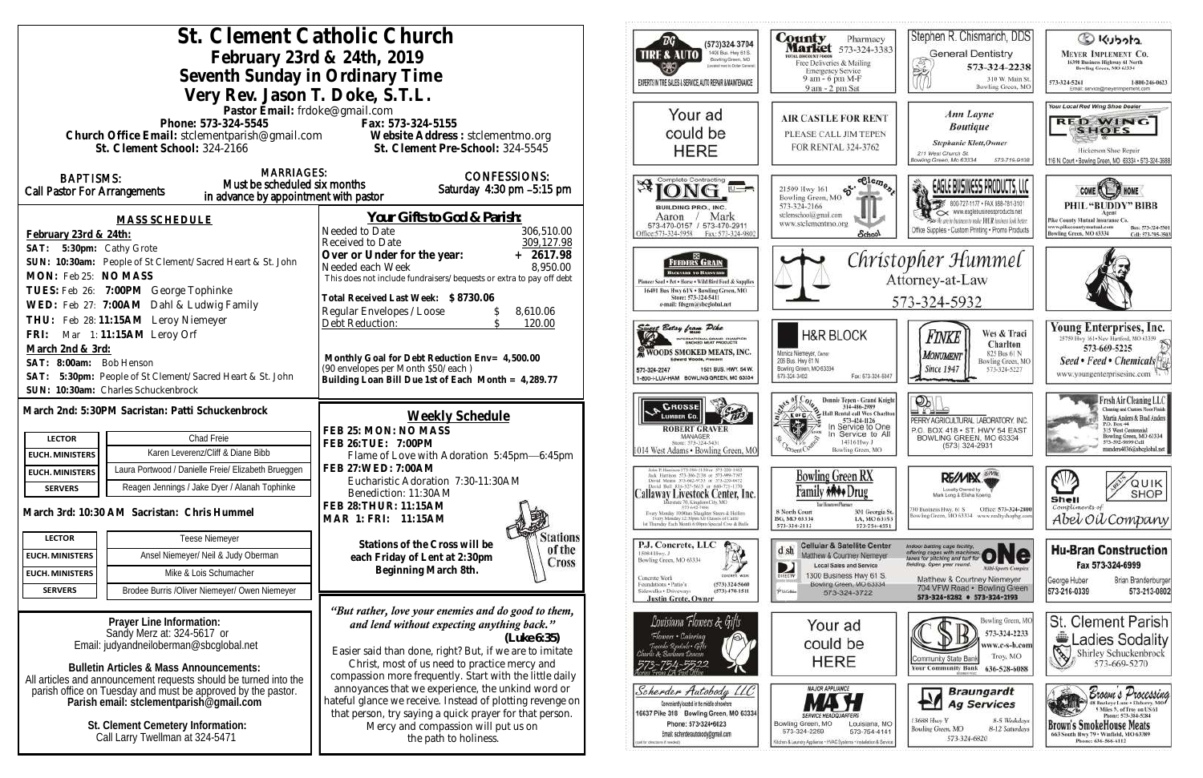# St. Clement Catholic Church

## February 23rd & 24th, 2019

## Seventh Sunday in Ordinary Time

## Very Rev. Jason T. Doke, S.T.L.

Pastor Email: frdoke@gmail.com

Phone: 573-324-5545 Fax: 573-324-5155

Church Office Email: stclementparish@gmail.com Website Address : stclementmo.org

St. Clement School: 324-2166 St. Clement Pre-School: 324-5545

**BAPTISMS:** Call Pastor For Arrangements

**MARRIAGES:** Must be scheduled six months in advance by appointment with pastor

**CONFESSIONS:** Saturday 4:30 pm –5:15 pm

### MASS SCHEDULE

**February 23rd & 24th:**

SAT: 5:30pm: Cathy Grote

SUN: 10:30am: People of St Clement/Sacred Heart & St. John

MON: Feb 25: NO MASS

TUES: Feb 26: 7:00PM George Tophinke

WED: Feb 27: 7:00AM Dahl & Ludwig Family

THU: Feb 28: 11:15AM Leroy Niemeyer

FRI: Mar 1: 11:15AM Leroy Orf

**March 2nd & 3rd:**

SAT: 8:00am: Bob Henson

SAT: 5:30pm: People of St Clement/Sacred Heart & St. John

SUN: 10:30am: Charles Schuckenbrock

**March 2nd: 5:30PM Sacristan: Patti Schuckenbrock**

| | |
|---|---|
| LECTOR | Chad Freie |
| EUCH. MINISTERS | Karen Leverenz/Cliff & Diane Bibb |
| EUCH. MINISTERS | Laura Portwood / Danielle Freie/ Elizabeth Brueggen |
| SERVERS | Reagen Jennings / Jake Dyer / Alanah Tophinke |

**March 3rd: 10:30 AM Sacristan: Chris Hummel**

| | |
|---|---|
| LECTOR | Teese Niemeyer |
| EUCH. MINISTERS | Ansel Niemeyer/ Neil & Judy Oberman |
| EUCH. MINISTERS | Mike & Lois Schumacher |
| SERVERS | Brodee Burris /Oliver Niemeyer/ Owen Niemeyer |

### Your Gifts to God & Parish:

| | |
|---|---|
| Needed to Date | 306,510.00 |
| Received to Date | 309,127.98 |
| Over or Under for the year: | + 2617.98 |
| Needed each Week | 8,950.00 |

This does not include fundraisers/bequests or extra to pay off debt

Total Received Last Week: $ 8730.66

| | |
|---|---|
| Regular Envelopes / Loose | $ 8,610.06 |
| Debt Reduction: | $ 120.00 |

Monthly Goal for Debt Reduction Env= 4,500.00
(90 envelopes per Month $50/each )
Building Loan Bill Due 1st of Each Month = 4,289.77

### Weekly Schedule

FEB 25: MON: NO MASS
FEB 26:TUE: 7:00PM
Flame of Love with Adoration 5:45pm—6:45pm
FEB 27:WED: 7:00AM
Eucharistic Adoration 7:30-11:30AM
Benediction: 11:30AM
FEB 28:THUR: 11:15AM
MAR 1: FRI: 11:15AM

Stations of the Cross will be each Friday of Lent at 2:30pm Beginning March 8th.

*"But rather, love your enemies and do good to them, and lend without expecting anything back."* **(Luke 6:35)**

Easier said than done, right? But, if we are to imitate Christ, most of us need to practice mercy and compassion more frequently. Start with the little daily annoyances that we experience, the unkind word or hateful glance we receive. Instead of plotting revenge on that person, try saying a quick prayer for that person. Mercy and compassion will put us on the path to holiness.

**Prayer Line Information:**
Sandy Merz at: 324-5617 or
Email: judyandneiloberman@sbcglobal.net

**Bulletin Articles & Mass Announcements:**
All articles and announcement requests should be turned into the parish office on Tuesday and must be approved by the pastor.
**Parish email: stclementparish@gmail.com**

**St. Clement Cemetery Information:**
Call Larry Twellman at 324-5471

---

DG Tire & Auto (573)324-3704, 1400 Bus. Hwy 61 S. Bowling Green, MO. Experts in tire sales & service, auto repair & maintenance

County Market Pharmacy 573-324-3383. Free Deliveries & Mailing, Emergency Service, 9 am - 6 pm M-F, 9 am - 2 pm Sat

Stephen R. Chismarich, DDS — General Dentistry 573-324-2238, 310 W. Main St. Bowling Green, MO

Kubota — Meyer Implement Co. 16398 Business Highway 61 North, Bowling Green, MO 63334. 573-324-5261, 1-800-246-0623

Your ad could be HERE

Air Castle for Rent — Please call Jim Tepen for rental 324-3762

Ann Layne Boutique — Stephanie Klott, Owner. 211 West Church St. Bowling Green, Mo 63334. 573-719-9108

Your Local Red Wing Shoe Dealer — Red Wing Shoes. Hickerson Shoe Repair, 116 N. Court • Bowling Green, MO 63334 • 573-324-3688

Complete Contracting — Long Building Pro., Inc. Aaron / Mark 573-470-0157 / 573-470-2911. Office: 573-324-5958 Fax: 573-324-9802

St. Clement School — 21509 Hwy 161, Bowling Green, MO, 573-324-2166, stclemschool@gmail.com, www.stclementmo.org

Eagle Business Products, LLC — 800-727-1177 • Fax 888-781-3101, www.eaglebusinessproducts.net. Office Supplies • Custom Printing • Promo Products

Come Home — Phil "Buddy" Bibb, Agent. Pike County Mutual Insurance Co. Bowling Green, MO 63334. Cell: 573-795-3803

Feeders Grain — 16491 Bus Hwy 61N • Bowling Green, MO. Store: 573-324-5411

Christopher Hummel Attorney-at-Law 573-324-5932

Sweet Betsy from Pike — Woods Smoked Meats, Inc. Edward Woods, President. 573-324-2247, 1501 Bus. Hwy. 54 W., 1-800-I-LUV-HAM, Bowling Green, MO 63334

H&R Block — Monica Niemeyer, Owner. 206 Bus. Hwy 61 N, Bowling Green, MO 63334. 573-324-3402 Fax: 573-324-5047

Finke Monument Since 1947 — Wes & Traci Charlton, 825 Bus 61 N, Bowling Green, MO, 573-324-5227

Young Enterprises, Inc. — 25759 Hwy 161 • New Hartford, MO 63359. 573-669-5225. Seed • Feed • Chemicals. www.youngenterprisesinc.com

Grosse Lumber Co. — Robert Graver, Manager. Store: 573-324-5431. 1014 West Adams • Bowling Green, MO

Knights of Columbus — Donnie Tepen - Grand Knight 314-486-2989. Hall Rental call Wes Charlton 573-424-1126. In Service to One, In Service to All. 14516 Hwy J, Bowling Green, MO

Perry Agricultural Laboratory, Inc. P.O. Box 418 • St. Hwy 54 East, Bowling Green, MO 63334. (573) 324-2931

Fresh Air Cleaning LLC — Cleaning and Custom Floor Finish. Martin Anders & Brad Anders. P.O. Box 44, 315 West Centennial, Bowling Green, MO 63334. 573-592-9899 Cell. manders4036@sbcglobal.net

Callaway Livestock Center, Inc. — Every Monday 10:00am Slaughter Steers & Heifers; Every Monday 12:30pm All Classes of Cattle; 1st Thursday Each Month 6:00pm Special Cow & Bulls

Bowling Green RX Family Drug — 8 North Court, BG, MO 63334, 573-324-2112. 301 Georgia St., LA, MO 63353, 573-754-4551

RE/MAX — Locally Owned by Hank Long & Elisha Koenig. 730 Business Hwy. 61 S, Bowling Green, MO 63334. Office: 573-324-2800. www.realtyshopbg.com

Shell — Quik Shop. Compliments of Abel Oil Company

P.J. Concrete, LLC — 15084 Hwy. J, Bowling Green, MO 63334. Concrete Work, Foundations • Patio's, Sidewalks • Driveways. (573) 324-5660, (573) 470-1511. Justin Grote, Owner

Cellular & Satellite Center — Matthew & Courtney Niemeyer. Local Sales and Service. 1300 Business Hwy 61 S. Bowling Green, MO 63334. 573-324-3722

One Multi-Sports Complex — Indoor batting cage facility, offering cages with machines, lanes for pitching and turf for fielding. Open year round. Matthew & Courtney Niemeyer, 704 VFW Road • Bowling Green. 573-324-8282 • 573-324-2193

Hu-Bran Construction — Fax 573-324-6999. George Huber 573-216-0339, Brian Brandenburger 573-213-0802

Louisiana Flowers & Gifts — Flowers • Catering, Tuxedo Rentals • Gifts. 573-754-5522

Your ad could be HERE

Community State Bank — Bowling Green, MO 573-324-2233, www.c-s-b.com, Troy, MO 636-528-6088

St. Clement Parish Ladies Sodality — Shirley Schuckenbrock 573-669-5270

Scherder Autobody LLC — Conveniently located in the middle of nowhere. 16637 Pike 318 Bowling Green, MO 63334. Phone: 573•324•6023. Email: scherderautobody@gmail.com

Major Appliance — Service Headquarters. Bowling Green, MO 573-324-2259. Louisiana, MO 573-754-4141. Kitchen & Laundry Appliance • HVAC Systems • Installation & Service

Braungardt Ag Services — 13688 Hwy Y, Bowling Green, MO. 573-324-6820. 8-5 Weekdays, 8-12 Saturdays

Brown's Processing — 18 Buckeye Lane • Elsberry, MO. 5 Miles S. of Troy on US 61. Phone: 573-384-5284. Brown's SmokeHouse Meats, 663 South Hwy 79 • Winfield, MO 63389. Phone: 636-566-6112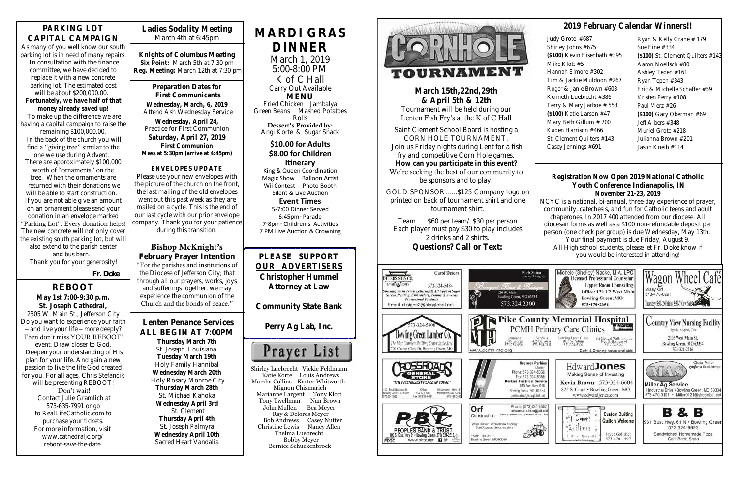## PARKING LOT CAPITAL CAMPAIGN

As many of you well know our south parking lot is in need of many repairs. In consultation with the finance committee, we have decided to replace it with a new concrete parking lot. The estimated cost will be about $200,000.00.

**Fortunately, we have half of that money already saved up!**

To make up the difference we are having a capital campaign to raise the remaining $100,000.00.

In the back of the church you will find a "giving tree" similar to the one we use during Advent. There are approximately $100,000 worth of "ornaments" on the tree. When the ornaments are returned with their donations we will be able to start construction. If you are not able give an amount on an ornament please send your donation in an envelope marked "Parking Lot". Every donation helps! The new concrete will not only cover the existing south parking lot, but will also extend to the parish center and bus barn.

Thank you for your generosity!

***Fr. Doke***

## REBOOT

**May 1st 7:00-9:30 p.m.**
**St. Joseph Cathedral,**
2305 W. Main St., Jefferson City

Do you want to experience your faith – and live your life – more deeply? Then don't miss YOUR REBOOT! event. Draw closer to God. Deepen your understanding of His plan for your life. And gain a new passion to live the life God created for you. For all ages, Chris Stefancik will be presenting REBOOT!

Don't wait!

Contact Julie Gramlich at 573-635-7991 or go to RealLifeCatholic.com to purchase your tickets.

For more information, visit www.cathedraljc.org/reboot-save-the-date.

## Ladies Sodality Meeting

March 4th at 6:45pm

**Knights of Columbus Meeting**
**Six Point:** March 5th at 7:30 pm
**Reg. Meeting:** March 12th at 7:30 pm

### Preparation Dates for First Communicants

**Wednesday, March, 6, 2019**
Attend Ash Wednesday Service

**Wednesday, April 24,**
Practice for First Communion

**Saturday, April 27, 2019**
**First Communion**
**Mass at 5:30pm (arrive at 4:45pm)**

### ENVELOPES UPDATE

Please use your new envelopes with the picture of the church on the front, the last mailing of the old envelopes went out this past week as they are mailed on a cycle. This is the end of our last cycle with our prior envelope company. Thank you for your patience during this transition.

### Bishop McKnight's February Prayer Intention

"For the parishes and institutions of the Diocese of Jefferson City; that through all our prayers, works, joys and sufferings together, we may experience the communion of the Church and the bonds of peace."

### Lenten Penance Services ALL BEGIN AT 7:00PM

**Thursday March 7th**
St. Joseph Louisiana
**Tuesday March 19th**
Holy Family Hannibal
**Wednesday March 20th**
Holy Rosary Monroe City
**Thursday March 28th**
St. Michael Kahoka
**Wednesday April 3rd**
St. Clement
**Thursday April 4th**
St. Joseph Palmyra
**Wednesday April 10th**
Sacred Heart Vandalia

## MARDI GRAS DINNER

March 1, 2019
5:00-8:00 PM
K of C Hall
Carry Out Available

**MENU**
Fried Chicken Jambalaya
Green Beans Mashed Potatoes
Rolls
**Dessert's Provided by:**
Angi Korte & Sugar Shack

**$10.00 for Adults**
**$8.00 for Children**

**Itinerary**
King & Queen Coordination
Magic Show Balloon Artist
Wii Contest Photo Booth
Silent & Live Auction

**Event Times**
5-7:00 Dinner Served
6:45pm- Parade
7-8pm- Children's Activities
7 PM Live Auction & Crowning

### PLEASE SUPPORT OUR ADVERTISERS

**Christopher Hummel Attorney at Law**

**Community State Bank**

**Perry Ag Lab, Inc.**

## Prayer List

Shirley Luebrecht Vickie Feldmann
Katie Korte Louis Andrews
Marsha Collins Karter Whitworth
Mignon Chismarich
Marianne Largent Tony Klott
Tony Twellman Nan Brown
John Mullen Bea Meyer
Ray & Delores Meyer
Bob Andrews Casey Nutter
Christine Lewis Nancy Allen
Thelma Luebrecht
Bobby Meyer
Bernice Schuckenbrock

## CORNHOLE TOURNAMENT

**March 15th, 22nd, 29th & April 5th & 12th**

Tournament will be held during our Lenten Fish Fry's at the K of C Hall

Saint Clement School Board is hosting a CORN HOLE TOURNAMENT. Join us Friday nights during Lent for a fish fry and competitive Corn Hole games.

**How can you participate in this event?**

We're seeking the best of our community to be sponsors and to play.

GOLD SPONSOR......$125 Company logo on printed on back of tournament shirt and one tournament shirt.

Team .....$60 per team/ $30 per person
Each player must pay $30 to play includes 2 drinks and 2 shirts.

**Questions? Call or Text:**

## 2019 February Calendar Winners!!

Judy Grote #687
Shirley Johns #335
**($100)** Kevin Eisenbath #395
Mike Klott #5
Hannah Elmore #302
Tim & Jackie Muldoon #267
Roger & Janie Brown #603
Kenneth Luebrecht #386
Terry & Mary Jarboe # 553
**($100)** Katie Larson #47
Mary Beth Gillum # 700
Kaden Harrison #466
St. Clement Quilters #143
Casey Jennings #691
Ryan & Kelly Crane # 179
Sue Fine #334
**($100)** St. Clement Quilters #143
Aaron Noellsch #80
Ashley Tepen #161
Ryan Tepen #343
Eric & Michelle Schaffer #59
Kristen Perry #108
Paul Merz #26
**($100)** Gary Oberman #69
Jeff Albers #348
Muriel Grote #218
Julianna Brown #201
Jason Kneib #114

### Registration Now Open 2019 National Catholic Youth Conference Indianapolis, IN November 21-23, 2019

NCYC is a national, bi-annual, three-day experience of prayer, community, catechesis, and fun for Catholic teens and adult chaperones. In 2017 400 attended from our diocese. All diocesan forms as well as a $100 non-refundable deposit per person (one check per group) is due Wednesday, May 13th. Your final payment is due Friday, August 9. All High school students, please let Fr. Doke know if you would be interested in attending!

Carol Deters
DETERS SIGN CO.
573-324-5484
Specializing in Truck Lettering & All types of Signs, Screen Printing, Embroidery, Trophy & Awards, Promotional Products
Email: d-signs2@sbcglobal.net

Barb Shinn
Owner / Designer
Bouquet Florist & Boutique
120 W. Main
Bowling Green, MO 63334
573.324.2300

Michele (Shelley) Nacke, M.A. LPC
Licensed Professional Counselor
Upper Room Counseling
Office: 120 1/2 West Main
Bowling Green, MO
573•470•2656

Wagon Wheel Café
Missy Orf
573-470-0291
Thursday 5:30-2 Friday 5:30-? Cow Sale

573-324-5400
Bowling Green Lumber Co.
The Most Complete Building Center in the Area
700 Champ Clark Dr, Bowling Green, MO

Pike County Memorial Hospital
PCMH Primary Care Clinics
Louisiana 2305 Georgia 573-754-4584
Vandalia 425 Galloway 573-594-2118
Bowling Green Clinic 1015 W. Adams 573-324-5100
BG Medical Walk-In Clinic 1420 S. Business 61 573-324-5562
www.pcmh-mo.org
Early & Evening hours available

Country View Nursing Facility
Dignity, Respect, Care
2106 West Main St.
Bowling Green, MO 63334
573-324-2216

CROSSROADS GENERAL STORE
"THE FRIENDLIEST PLACE IN TOWN."
1001 South Business 61, Bowling Green, MO 63334, 573-324-2623
Office 573-324-6811 Fax 573-324-6811
110 Johnson - Hwy 161, Middletown, MO 63359, 573-549-2260

Brenner Perkins
Owner
Phone: 573-324-5366
Fax: 573-324-5355
Perkins Electrical Service
819 Bus. Hwy. 61N
Bowling Green, MO 63334
perkinselec@sbcglobal.net

EdwardJones
Making Sense of Investing
Kevin Brown 573-324-6604
822 S. Court • Bowling Green, MO
www.edwardjones.com

Clete Miller
syngenta Seed Advisor
Miller Ag Service
1 Industrial Drive • Bowling Green, MO 63334
573-470-0101 • Miller0121@sbcglobal.net

PBT
PEOPLES BANK & TRUST
106 S. Bus. Hwy 61 • Bowling Green (573) 324-2525
www.pbtc.net
FDIC

Orf Construction
Phone: (573)324-3552
orfconstruction@att.net
Family owned and operated since 1964
Water • Sewer • Excavation & Trucking
State Approved Septic Installers
15181 Pike 313
Bowling Green, MO 63334

St. Clement Quilters
Custom Quilting
Quilters Welcome
Joyce Gollaher
573-470-1997

B & B
931 Bus. Hwy. 61 N • Bowling Green
573-324-9993
Sandwiches, Homemade Pizza
Cold Beer, Soda